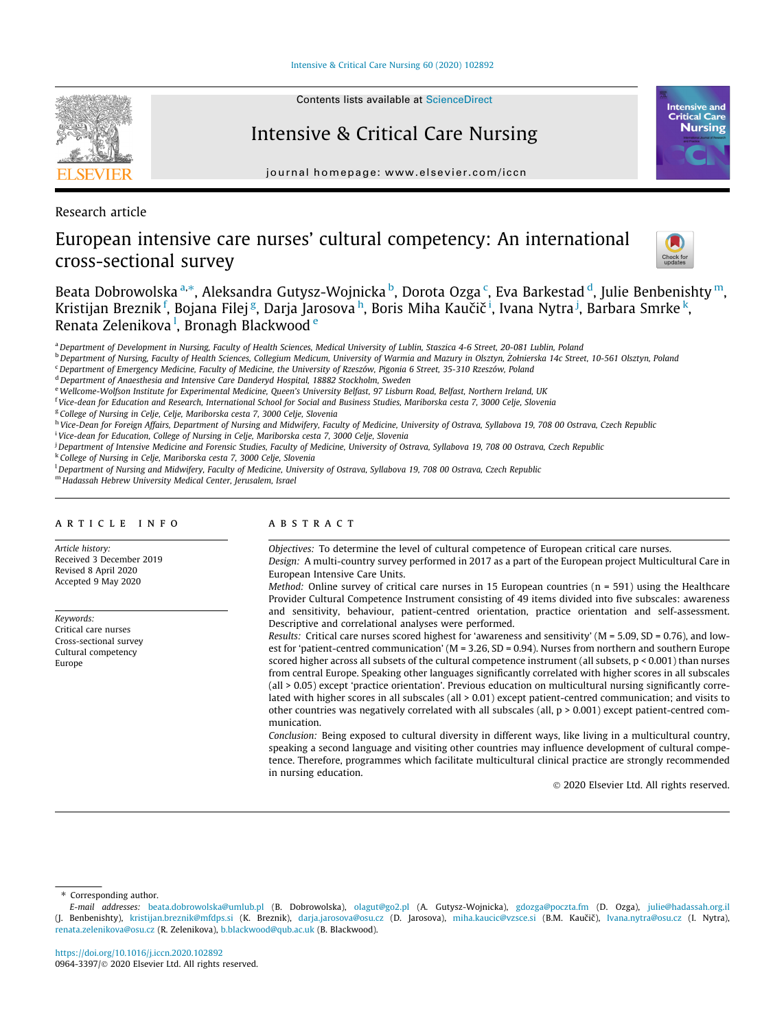Research article

# European intensive care nurses' cultural competency: An international cross-sectional survey

Beata Dobrowolska [a,*], Aleksandra Gutysz-Wojnicka [b], Dorota Ozga [c], Eva Barkestad [d], Julie Benbenishty [m], Kristijan Breznik [f], Bojana Filej [g], Darja Jarosova [h], Boris Miha Kaučič [i], Ivana Nytra [j], Barbara Smrke [k], Renata Zelenikova [l], Bronagh Blackwood [e]

[a] Department of Development in Nursing, Faculty of Health Sciences, Medical University of Lublin, Staszica 4-6 Street, 20-081 Lublin, Poland
[b] Department of Nursing, Faculty of Health Sciences, Collegium Medicum, University of Warmia and Mazury in Olsztyn, Żołnierska 14c Street, 10-561 Olsztyn, Poland
[c] Department of Emergency Medicine, Faculty of Medicine, the University of Rzeszów, Pigonia 6 Street, 35-310 Rzeszów, Poland
[d] Department of Anaesthesia and Intensive Care Danderyd Hospital, 18882 Stockholm, Sweden
[e] Wellcome-Wolfson Institute for Experimental Medicine, Queen's University Belfast, 97 Lisburn Road, Belfast, Northern Ireland, UK
[f] Vice-dean for Education and Research, International School for Social and Business Studies, Mariborska cesta 7, 3000 Celje, Slovenia
[g] College of Nursing in Celje, Celje, Mariborska cesta 7, 3000 Celje, Slovenia
[h] Vice-Dean for Foreign Affairs, Department of Nursing and Midwifery, Faculty of Medicine, University of Ostrava, Syllabova 19, 708 00 Ostrava, Czech Republic
[i] Vice-dean for Education, College of Nursing in Celje, Mariborska cesta 7, 3000 Celje, Slovenia
[j] Department of Intensive Medicine and Forensic Studies, Faculty of Medicine, University of Ostrava, Syllabova 19, 708 00 Ostrava, Czech Republic
[k] College of Nursing in Celje, Mariborska cesta 7, 3000 Celje, Slovenia
[l] Department of Nursing and Midwifery, Faculty of Medicine, University of Ostrava, Syllabova 19, 708 00 Ostrava, Czech Republic
[m] Hadassah Hebrew University Medical Center, Jerusalem, Israel

## ARTICLE INFO

*Article history:*
Received 3 December 2019
Revised 8 April 2020
Accepted 9 May 2020

*Keywords:*
Critical care nurses
Cross-sectional survey
Cultural competency
Europe

## ABSTRACT

*Objectives:* To determine the level of cultural competence of European critical care nurses.

*Design:* A multi-country survey performed in 2017 as a part of the European project Multicultural Care in European Intensive Care Units.

*Method:* Online survey of critical care nurses in 15 European countries (n = 591) using the Healthcare Provider Cultural Competence Instrument consisting of 49 items divided into five subscales: awareness and sensitivity, behaviour, patient-centred orientation, practice orientation and self-assessment. Descriptive and correlational analyses were performed.

*Results:* Critical care nurses scored highest for 'awareness and sensitivity' (M = 5.09, SD = 0.76), and lowest for 'patient-centred communication' (M = 3.26, SD = 0.94). Nurses from northern and southern Europe scored higher across all subsets of the cultural competence instrument (all subsets, $p < 0.001$) than nurses from central Europe. Speaking other languages significantly correlated with higher scores in all subscales (all > 0.05) except 'practice orientation'. Previous education on multicultural nursing significantly correlated with higher scores in all subscales (all > 0.01) except patient-centred communication; and visits to other countries was negatively correlated with all subscales (all, $p > 0.001$) except patient-centred communication.

*Conclusion:* Being exposed to cultural diversity in different ways, like living in a multicultural country, speaking a second language and visiting other countries may influence development of cultural competence. Therefore, programmes which facilitate multicultural clinical practice are strongly recommended in nursing education.

© 2020 Elsevier Ltd. All rights reserved.

---

* Corresponding author.
*E-mail addresses:* beata.dobrowolska@umlub.pl (B. Dobrowolska), olagut@go2.pl (A. Gutysz-Wojnicka), gdozga@poczta.fm (D. Ozga), julie@hadassah.org.il (J. Benbenishty), kristijan.breznik@mfdps.si (K. Breznik), darja.jarosova@osu.cz (D. Jarosova), miha.kaucic@vzsce.si (B.M. Kaučič), Ivana.nytra@osu.cz (I. Nytra), renata.zelenikova@osu.cz (R. Zelenikova), b.blackwood@qub.ac.uk (B. Blackwood).

https://doi.org/10.1016/j.iccn.2020.102892
0964-3397/© 2020 Elsevier Ltd. All rights reserved.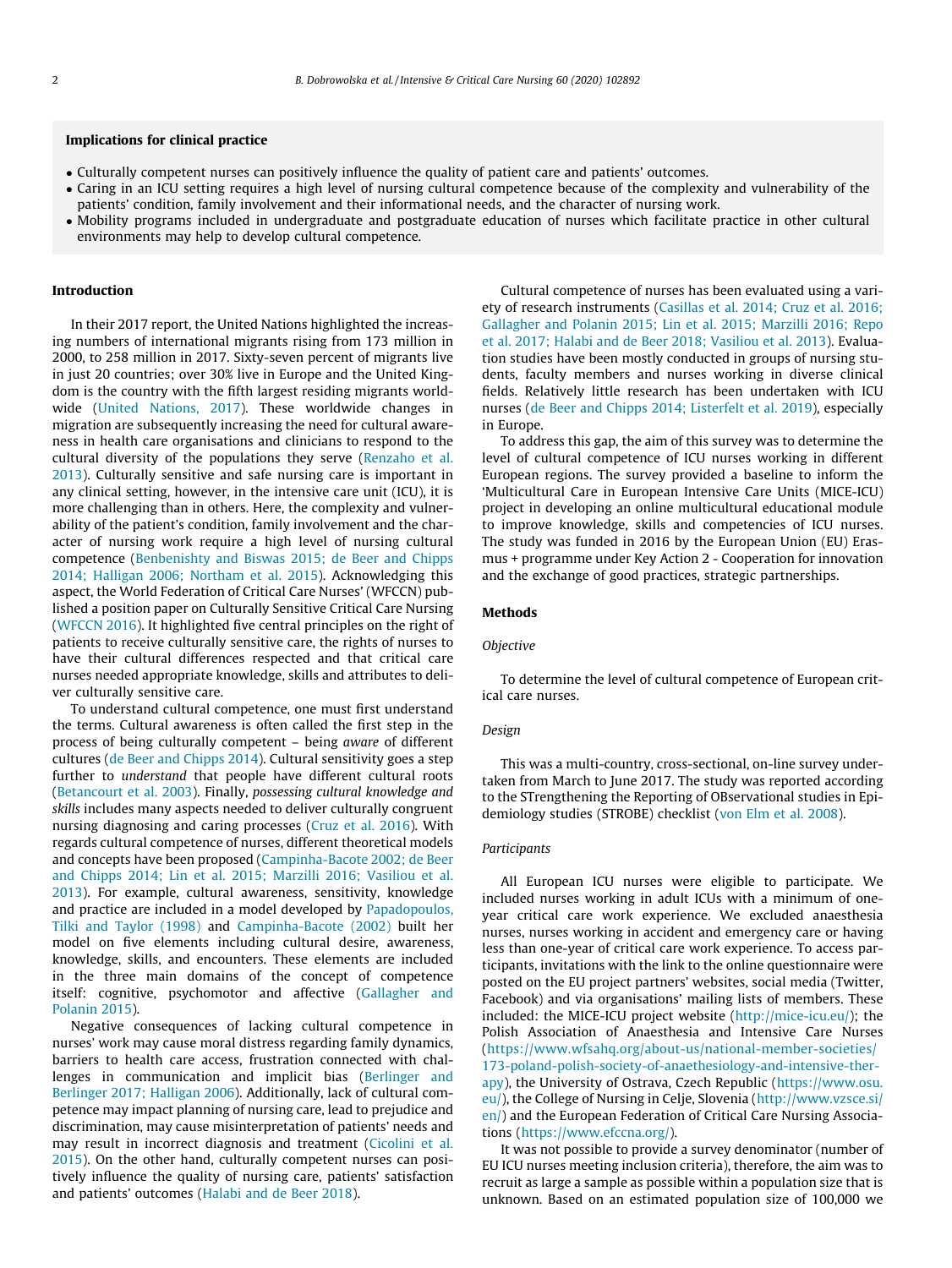### Implications for clinical practice

- Culturally competent nurses can positively influence the quality of patient care and patients' outcomes.
- Caring in an ICU setting requires a high level of nursing cultural competence because of the complexity and vulnerability of the patients' condition, family involvement and their informational needs, and the character of nursing work.
- Mobility programs included in undergraduate and postgraduate education of nurses which facilitate practice in other cultural environments may help to develop cultural competence.

## Introduction

In their 2017 report, the United Nations highlighted the increasing numbers of international migrants rising from 173 million in 2000, to 258 million in 2017. Sixty-seven percent of migrants live in just 20 countries; over 30% live in Europe and the United Kingdom is the country with the fifth largest residing migrants worldwide (United Nations, 2017). These worldwide changes in migration are subsequently increasing the need for cultural awareness in health care organisations and clinicians to respond to the cultural diversity of the populations they serve (Renzaho et al. 2013). Culturally sensitive and safe nursing care is important in any clinical setting, however, in the intensive care unit (ICU), it is more challenging than in others. Here, the complexity and vulnerability of the patient's condition, family involvement and the character of nursing work require a high level of nursing cultural competence (Benbenishty and Biswas 2015; de Beer and Chipps 2014; Halligan 2006; Northam et al. 2015). Acknowledging this aspect, the World Federation of Critical Care Nurses' (WFCCN) published a position paper on Culturally Sensitive Critical Care Nursing (WFCCN 2016). It highlighted five central principles on the right of patients to receive culturally sensitive care, the rights of nurses to have their cultural differences respected and that critical care nurses needed appropriate knowledge, skills and attributes to deliver culturally sensitive care.

To understand cultural competence, one must first understand the terms. Cultural awareness is often called the first step in the process of being culturally competent – being *aware* of different cultures (de Beer and Chipps 2014). Cultural sensitivity goes a step further to *understand* that people have different cultural roots (Betancourt et al. 2003). Finally, *possessing cultural knowledge and skills* includes many aspects needed to deliver culturally congruent nursing diagnosing and caring processes (Cruz et al. 2016). With regards cultural competence of nurses, different theoretical models and concepts have been proposed (Campinha-Bacote 2002; de Beer and Chipps 2014; Lin et al. 2015; Marzilli 2016; Vasiliou et al. 2013). For example, cultural awareness, sensitivity, knowledge and practice are included in a model developed by Papadopoulos, Tilki and Taylor (1998) and Campinha-Bacote (2002) built her model on five elements including cultural desire, awareness, knowledge, skills, and encounters. These elements are included in the three main domains of the concept of competence itself: cognitive, psychomotor and affective (Gallagher and Polanin 2015).

Negative consequences of lacking cultural competence in nurses' work may cause moral distress regarding family dynamics, barriers to health care access, frustration connected with challenges in communication and implicit bias (Berlinger and Berlinger 2017; Halligan 2006). Additionally, lack of cultural competence may impact planning of nursing care, lead to prejudice and discrimination, may cause misinterpretation of patients' needs and may result in incorrect diagnosis and treatment (Cicolini et al. 2015). On the other hand, culturally competent nurses can positively influence the quality of nursing care, patients' satisfaction and patients' outcomes (Halabi and de Beer 2018).

Cultural competence of nurses has been evaluated using a variety of research instruments (Casillas et al. 2014; Cruz et al. 2016; Gallagher and Polanin 2015; Lin et al. 2015; Marzilli 2016; Repo et al. 2017; Halabi and de Beer 2018; Vasiliou et al. 2013). Evaluation studies have been mostly conducted in groups of nursing students, faculty members and nurses working in diverse clinical fields. Relatively little research has been undertaken with ICU nurses (de Beer and Chipps 2014; Listerfelt et al. 2019), especially in Europe.

To address this gap, the aim of this survey was to determine the level of cultural competence of ICU nurses working in different European regions. The survey provided a baseline to inform the 'Multicultural Care in European Intensive Care Units (MICE-ICU) project in developing an online multicultural educational module to improve knowledge, skills and competencies of ICU nurses. The study was funded in 2016 by the European Union (EU) Erasmus + programme under Key Action 2 - Cooperation for innovation and the exchange of good practices, strategic partnerships.

## Methods

### *Objective*

To determine the level of cultural competence of European critical care nurses.

### *Design*

This was a multi-country, cross-sectional, on-line survey undertaken from March to June 2017. The study was reported according to the STrengthening the Reporting of OBservational studies in Epidemiology studies (STROBE) checklist (von Elm et al. 2008).

### *Participants*

All European ICU nurses were eligible to participate. We included nurses working in adult ICUs with a minimum of one-year critical care work experience. We excluded anaesthesia nurses, nurses working in accident and emergency care or having less than one-year of critical care work experience. To access participants, invitations with the link to the online questionnaire were posted on the EU project partners' websites, social media (Twitter, Facebook) and via organisations' mailing lists of members. These included: the MICE-ICU project website (http://mice-icu.eu/); the Polish Association of Anaesthesia and Intensive Care Nurses (https://www.wfsahq.org/about-us/national-member-societies/173-poland-polish-society-of-anaesthesiology-and-intensive-therapy), the University of Ostrava, Czech Republic (https://www.osu.eu/), the College of Nursing in Celje, Slovenia (http://www.vzsce.si/en/) and the European Federation of Critical Care Nursing Associations (https://www.efccna.org/).

It was not possible to provide a survey denominator (number of EU ICU nurses meeting inclusion criteria), therefore, the aim was to recruit as large a sample as possible within a population size that is unknown. Based on an estimated population size of 100,000 we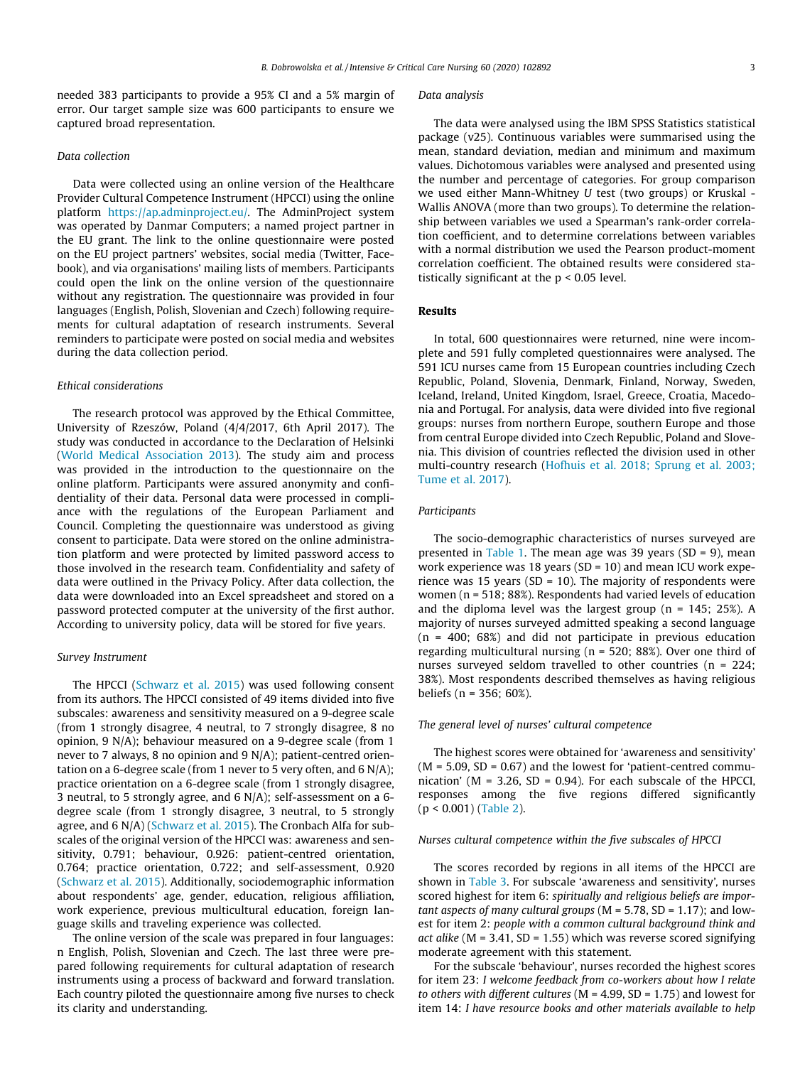needed 383 participants to provide a 95% CI and a 5% margin of error. Our target sample size was 600 participants to ensure we captured broad representation.

### Data collection

Data were collected using an online version of the Healthcare Provider Cultural Competence Instrument (HPCCI) using the online platform https://ap.adminproject.eu/. The AdminProject system was operated by Danmar Computers; a named project partner in the EU grant. The link to the online questionnaire were posted on the EU project partners' websites, social media (Twitter, Facebook), and via organisations' mailing lists of members. Participants could open the link on the online version of the questionnaire without any registration. The questionnaire was provided in four languages (English, Polish, Slovenian and Czech) following requirements for cultural adaptation of research instruments. Several reminders to participate were posted on social media and websites during the data collection period.

### Ethical considerations

The research protocol was approved by the Ethical Committee, University of Rzeszów, Poland (4/4/2017, 6th April 2017). The study was conducted in accordance to the Declaration of Helsinki (World Medical Association 2013). The study aim and process was provided in the introduction to the questionnaire on the online platform. Participants were assured anonymity and confidentiality of their data. Personal data were processed in compliance with the regulations of the European Parliament and Council. Completing the questionnaire was understood as giving consent to participate. Data were stored on the online administration platform and were protected by limited password access to those involved in the research team. Confidentiality and safety of data were outlined in the Privacy Policy. After data collection, the data were downloaded into an Excel spreadsheet and stored on a password protected computer at the university of the first author. According to university policy, data will be stored for five years.

### Survey Instrument

The HPCCI (Schwarz et al. 2015) was used following consent from its authors. The HPCCI consisted of 49 items divided into five subscales: awareness and sensitivity measured on a 9-degree scale (from 1 strongly disagree, 4 neutral, to 7 strongly disagree, 8 no opinion, 9 N/A); behaviour measured on a 9-degree scale (from 1 never to 7 always, 8 no opinion and 9 N/A); patient-centred orientation on a 6-degree scale (from 1 never to 5 very often, and 6 N/A); practice orientation on a 6-degree scale (from 1 strongly disagree, 3 neutral, to 5 strongly agree, and 6 N/A); self-assessment on a 6-degree scale (from 1 strongly disagree, 3 neutral, to 5 strongly agree, and 6 N/A) (Schwarz et al. 2015). The Cronbach Alfa for subscales of the original version of the HPCCI was: awareness and sensitivity, 0.791; behaviour, 0.926: patient-centred orientation, 0.764; practice orientation, 0.722; and self-assessment, 0.920 (Schwarz et al. 2015). Additionally, sociodemographic information about respondents' age, gender, education, religious affiliation, work experience, previous multicultural education, foreign language skills and traveling experience was collected.

The online version of the scale was prepared in four languages: n English, Polish, Slovenian and Czech. The last three were prepared following requirements for cultural adaptation of research instruments using a process of backward and forward translation. Each country piloted the questionnaire among five nurses to check its clarity and understanding.

### Data analysis

The data were analysed using the IBM SPSS Statistics statistical package (v25). Continuous variables were summarised using the mean, standard deviation, median and minimum and maximum values. Dichotomous variables were analysed and presented using the number and percentage of categories. For group comparison we used either Mann-Whitney *U* test (two groups) or Kruskal - Wallis ANOVA (more than two groups). To determine the relationship between variables we used a Spearman's rank-order correlation coefficient, and to determine correlations between variables with a normal distribution we used the Pearson product-moment correlation coefficient. The obtained results were considered statistically significant at the $p < 0.05$ level.

## Results

In total, 600 questionnaires were returned, nine were incomplete and 591 fully completed questionnaires were analysed. The 591 ICU nurses came from 15 European countries including Czech Republic, Poland, Slovenia, Denmark, Finland, Norway, Sweden, Iceland, Ireland, United Kingdom, Israel, Greece, Croatia, Macedonia and Portugal. For analysis, data were divided into five regional groups: nurses from northern Europe, southern Europe and those from central Europe divided into Czech Republic, Poland and Slovenia. This division of countries reflected the division used in other multi-country research (Hofhuis et al. 2018; Sprung et al. 2003; Tume et al. 2017).

### Participants

The socio-demographic characteristics of nurses surveyed are presented in Table 1. The mean age was 39 years (SD = 9), mean work experience was 18 years (SD = 10) and mean ICU work experience was 15 years (SD = 10). The majority of respondents were women (n = 518; 88%). Respondents had varied levels of education and the diploma level was the largest group (n = 145; 25%). A majority of nurses surveyed admitted speaking a second language (n = 400; 68%) and did not participate in previous education regarding multicultural nursing (n = 520; 88%). Over one third of nurses surveyed seldom travelled to other countries (n = 224; 38%). Most respondents described themselves as having religious beliefs (n = 356; 60%).

### The general level of nurses' cultural competence

The highest scores were obtained for 'awareness and sensitivity' (M = 5.09, SD = 0.67) and the lowest for 'patient-centred communication' (M = 3.26, SD = 0.94). For each subscale of the HPCCI, responses among the five regions differed significantly ($p < 0.001$) (Table 2).

### Nurses cultural competence within the five subscales of HPCCI

The scores recorded by regions in all items of the HPCCI are shown in Table 3. For subscale 'awareness and sensitivity', nurses scored highest for item 6: *spiritually and religious beliefs are important aspects of many cultural groups* (M = 5.78, SD = 1.17); and lowest for item 2: *people with a common cultural background think and act alike* (M = 3.41, SD = 1.55) which was reverse scored signifying moderate agreement with this statement.

For the subscale 'behaviour', nurses recorded the highest scores for item 23: *I welcome feedback from co-workers about how I relate to others with different cultures* (M = 4.99, SD = 1.75) and lowest for item 14: *I have resource books and other materials available to help*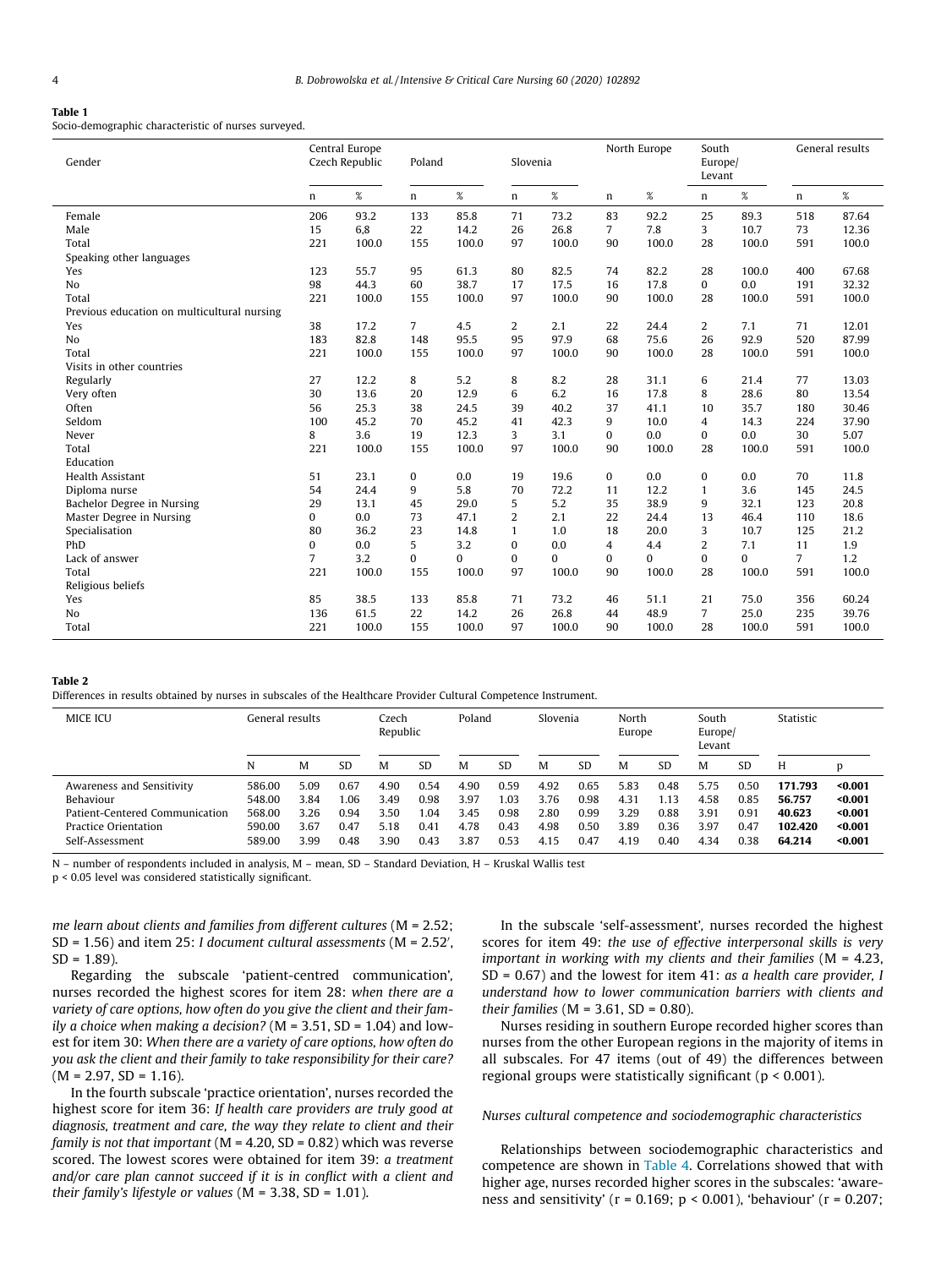**Table 1**
Socio-demographic characteristic of nurses surveyed.

| Gender | Central Europe Czech Republic | | Poland | | Slovenia | | North Europe | | South Europe/ Levant | | General results | |
|---|---|---|---|---|---|---|---|---|---|---|---|---|
| | n | % | n | % | n | % | n | % | n | % | n | % |
| Female | 206 | 93.2 | 133 | 85.8 | 71 | 73.2 | 83 | 92.2 | 25 | 89.3 | 518 | 87.64 |
| Male | 15 | 6,8 | 22 | 14.2 | 26 | 26.8 | 7 | 7.8 | 3 | 10.7 | 73 | 12.36 |
| Total | 221 | 100.0 | 155 | 100.0 | 97 | 100.0 | 90 | 100.0 | 28 | 100.0 | 591 | 100.0 |
| Speaking other languages | | | | | | | | | | | | |
| Yes | 123 | 55.7 | 95 | 61.3 | 80 | 82.5 | 74 | 82.2 | 28 | 100.0 | 400 | 67.68 |
| No | 98 | 44.3 | 60 | 38.7 | 17 | 17.5 | 16 | 17.8 | 0 | 0.0 | 191 | 32.32 |
| Total | 221 | 100.0 | 155 | 100.0 | 97 | 100.0 | 90 | 100.0 | 28 | 100.0 | 591 | 100.0 |
| Previous education on multicultural nursing | | | | | | | | | | | | |
| Yes | 38 | 17.2 | 7 | 4.5 | 2 | 2.1 | 22 | 24.4 | 2 | 7.1 | 71 | 12.01 |
| No | 183 | 82.8 | 148 | 95.5 | 95 | 97.9 | 68 | 75.6 | 26 | 92.9 | 520 | 87.99 |
| Total | 221 | 100.0 | 155 | 100.0 | 97 | 100.0 | 90 | 100.0 | 28 | 100.0 | 591 | 100.0 |
| Visits in other countries | | | | | | | | | | | | |
| Regularly | 27 | 12.2 | 8 | 5.2 | 8 | 8.2 | 28 | 31.1 | 6 | 21.4 | 77 | 13.03 |
| Very often | 30 | 13.6 | 20 | 12.9 | 6 | 6.2 | 16 | 17.8 | 8 | 28.6 | 80 | 13.54 |
| Often | 56 | 25.3 | 38 | 24.5 | 39 | 40.2 | 37 | 41.1 | 10 | 35.7 | 180 | 30.46 |
| Seldom | 100 | 45.2 | 70 | 45.2 | 41 | 42.3 | 9 | 10.0 | 4 | 14.3 | 224 | 37.90 |
| Never | 8 | 3.6 | 19 | 12.3 | 3 | 3.1 | 0 | 0.0 | 0 | 0.0 | 30 | 5.07 |
| Total | 221 | 100.0 | 155 | 100.0 | 97 | 100.0 | 90 | 100.0 | 28 | 100.0 | 591 | 100.0 |
| Education | | | | | | | | | | | | |
| Health Assistant | 51 | 23.1 | 0 | 0.0 | 19 | 19.6 | 0 | 0.0 | 0 | 0.0 | 70 | 11.8 |
| Diploma nurse | 54 | 24.4 | 9 | 5.8 | 70 | 72.2 | 11 | 12.2 | 1 | 3.6 | 145 | 24.5 |
| Bachelor Degree in Nursing | 29 | 13.1 | 45 | 29.0 | 5 | 5.2 | 35 | 38.9 | 9 | 32.1 | 123 | 20.8 |
| Master Degree in Nursing | 0 | 0.0 | 73 | 47.1 | 2 | 2.1 | 22 | 24.4 | 13 | 46.4 | 110 | 18.6 |
| Specialisation | 80 | 36.2 | 23 | 14.8 | 1 | 1.0 | 18 | 20.0 | 3 | 10.7 | 125 | 21.2 |
| PhD | 0 | 0.0 | 5 | 3.2 | 0 | 0.0 | 4 | 4.4 | 2 | 7.1 | 11 | 1.9 |
| Lack of answer | 7 | 3.2 | 0 | 0 | 0 | 0 | 0 | 0 | 0 | 0 | 7 | 1.2 |
| Total | 221 | 100.0 | 155 | 100.0 | 97 | 100.0 | 90 | 100.0 | 28 | 100.0 | 591 | 100.0 |
| Religious beliefs | | | | | | | | | | | | |
| Yes | 85 | 38.5 | 133 | 85.8 | 71 | 73.2 | 46 | 51.1 | 21 | 75.0 | 356 | 60.24 |
| No | 136 | 61.5 | 22 | 14.2 | 26 | 26.8 | 44 | 48.9 | 7 | 25.0 | 235 | 39.76 |
| Total | 221 | 100.0 | 155 | 100.0 | 97 | 100.0 | 90 | 100.0 | 28 | 100.0 | 591 | 100.0 |

**Table 2**
Differences in results obtained by nurses in subscales of the Healthcare Provider Cultural Competence Instrument.

| MICE ICU | General results | | | Czech Republic | | Poland | | Slovenia | | North Europe | | South Europe/ Levant | | Statistic | |
|---|---|---|---|---|---|---|---|---|---|---|---|---|---|---|---|
| | N | M | SD | M | SD | M | SD | M | SD | M | SD | M | SD | H | p |
| Awareness and Sensitivity | 586.00 | 5.09 | 0.67 | 4.90 | 0.54 | 4.90 | 0.59 | 4.92 | 0.65 | 5.83 | 0.48 | 5.75 | 0.50 | **171.793** | **<0.001** |
| Behaviour | 548.00 | 3.84 | 1.06 | 3.49 | 0.98 | 3.97 | 1.03 | 3.76 | 0.98 | 4.31 | 1.13 | 4.58 | 0.85 | **56.757** | **<0.001** |
| Patient-Centered Communication | 568.00 | 3.26 | 0.94 | 3.50 | 1.04 | 3.45 | 0.98 | 2.80 | 0.99 | 3.29 | 0.88 | 3.91 | 0.91 | **40.623** | **<0.001** |
| Practice Orientation | 590.00 | 3.67 | 0.47 | 5.18 | 0.41 | 4.78 | 0.43 | 4.98 | 0.50 | 3.89 | 0.36 | 3.97 | 0.47 | **102.420** | **<0.001** |
| Self-Assessment | 589.00 | 3.99 | 0.48 | 3.90 | 0.43 | 3.87 | 0.53 | 4.15 | 0.47 | 4.19 | 0.40 | 4.34 | 0.38 | **64.214** | **<0.001** |

N – number of respondents included in analysis, M – mean, SD – Standard Deviation, H – Kruskal Wallis test
p < 0.05 level was considered statistically significant.

*me learn about clients and families from different cultures* (M = 2.52; SD = 1.56) and item 25: *I document cultural assessments* (M = 2.52′, SD = 1.89).

Regarding the subscale 'patient-centred communication', nurses recorded the highest scores for item 28: *when there are a variety of care options, how often do you give the client and their family a choice when making a decision?* (M = 3.51, SD = 1.04) and lowest for item 30: *When there are a variety of care options, how often do you ask the client and their family to take responsibility for their care?* (M = 2.97, SD = 1.16).

In the fourth subscale 'practice orientation', nurses recorded the highest score for item 36: *If health care providers are truly good at diagnosis, treatment and care, the way they relate to client and their family is not that important* (M = 4.20, SD = 0.82) which was reverse scored. The lowest scores were obtained for item 39: *a treatment and/or care plan cannot succeed if it is in conflict with a client and their family's lifestyle or values* (M = 3.38, SD = 1.01).

In the subscale 'self-assessment', nurses recorded the highest scores for item 49: *the use of effective interpersonal skills is very important in working with my clients and their families* (M = 4.23, SD = 0.67) and the lowest for item 41: *as a health care provider, I understand how to lower communication barriers with clients and their families* (M = 3.61, SD = 0.80).

Nurses residing in southern Europe recorded higher scores than nurses from the other European regions in the majority of items in all subscales. For 47 items (out of 49) the differences between regional groups were statistically significant (p < 0.001).

### *Nurses cultural competence and sociodemographic characteristics*

Relationships between sociodemographic characteristics and competence are shown in Table 4. Correlations showed that with higher age, nurses recorded higher scores in the subscales: 'awareness and sensitivity' (r = 0.169; p < 0.001), 'behaviour' (r = 0.207;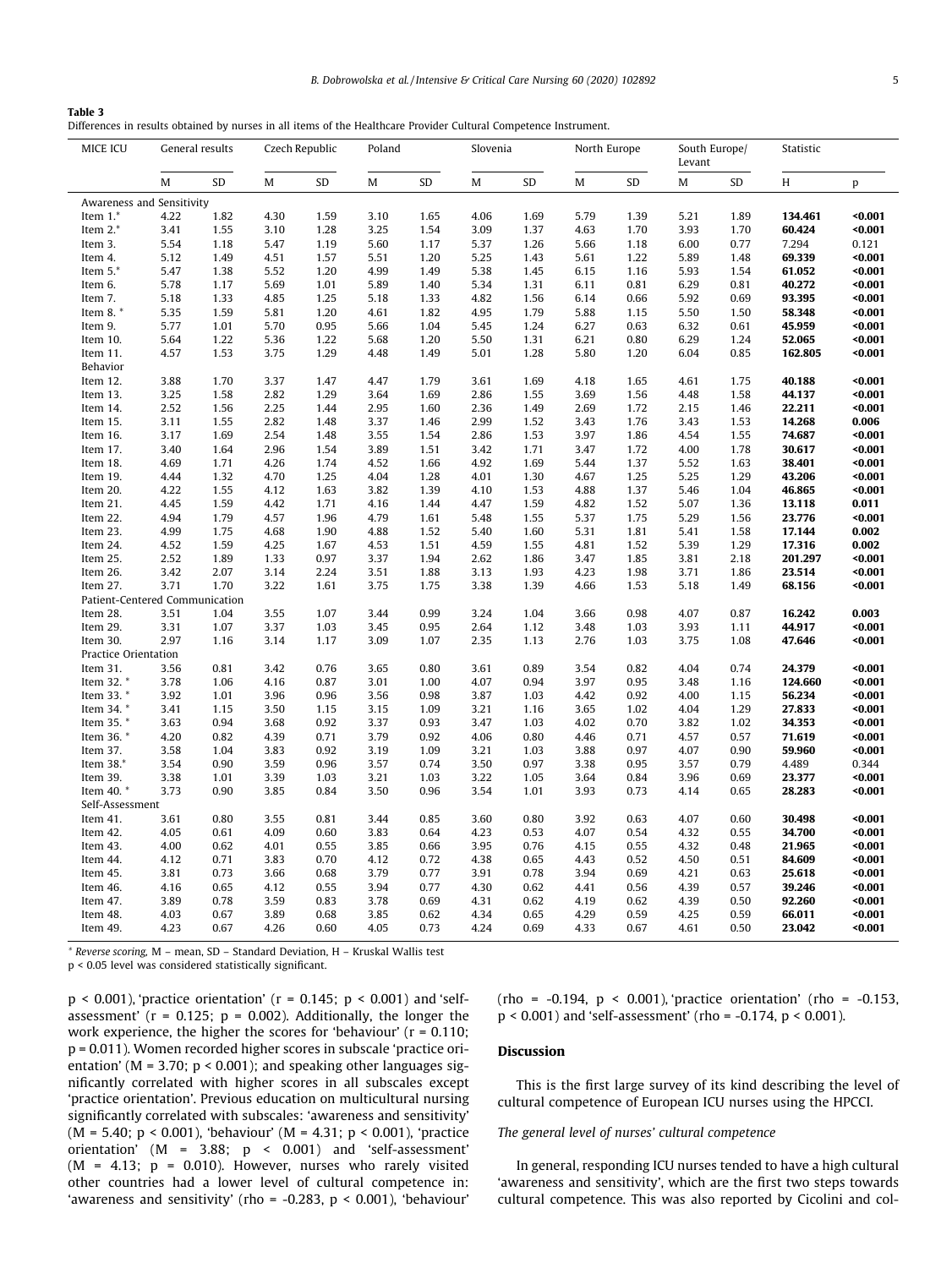**Table 3**
Differences in results obtained by nurses in all items of the Healthcare Provider Cultural Competence Instrument.

| MICE ICU | General results | | Czech Republic | | Poland | | Slovenia | | North Europe | | South Europe/ Levant | | Statistic | |
|---|---|---|---|---|---|---|---|---|---|---|---|---|---|---|
| | M | SD | M | SD | M | SD | M | SD | M | SD | M | SD | H | p |
| Awareness and Sensitivity | | | | | | | | | | | | | | |
| Item 1.* | 4.22 | 1.82 | 4.30 | 1.59 | 3.10 | 1.65 | 4.06 | 1.69 | 5.79 | 1.39 | 5.21 | 1.89 | **134.461** | **<0.001** |
| Item 2.* | 3.41 | 1.55 | 3.10 | 1.28 | 3.25 | 1.54 | 3.09 | 1.37 | 4.63 | 1.70 | 3.93 | 1.70 | **60.424** | **<0.001** |
| Item 3. | 5.54 | 1.18 | 5.47 | 1.19 | 5.60 | 1.17 | 5.37 | 1.26 | 5.66 | 1.18 | 6.00 | 0.77 | 7.294 | 0.121 |
| Item 4. | 5.12 | 1.49 | 4.51 | 1.57 | 5.51 | 1.20 | 5.25 | 1.43 | 5.61 | 1.22 | 5.89 | 1.48 | **69.339** | **<0.001** |
| Item 5.* | 5.47 | 1.38 | 5.52 | 1.20 | 4.99 | 1.49 | 5.38 | 1.45 | 6.15 | 1.16 | 5.93 | 1.54 | **61.052** | **<0.001** |
| Item 6. | 5.78 | 1.17 | 5.69 | 1.01 | 5.89 | 1.40 | 5.34 | 1.31 | 6.11 | 0.81 | 6.29 | 0.81 | **40.272** | **<0.001** |
| Item 7. | 5.18 | 1.33 | 4.85 | 1.25 | 5.18 | 1.33 | 4.82 | 1.56 | 6.14 | 0.66 | 5.92 | 0.69 | **93.395** | **<0.001** |
| Item 8. * | 5.35 | 1.59 | 5.81 | 1.20 | 4.61 | 1.82 | 4.95 | 1.79 | 5.88 | 1.15 | 5.50 | 1.50 | **58.348** | **<0.001** |
| Item 9. | 5.77 | 1.01 | 5.70 | 0.95 | 5.66 | 1.04 | 5.45 | 1.24 | 6.27 | 0.63 | 6.32 | 0.61 | **45.959** | **<0.001** |
| Item 10. | 5.64 | 1.22 | 5.36 | 1.22 | 5.68 | 1.20 | 5.50 | 1.31 | 6.21 | 0.80 | 6.29 | 1.24 | **52.065** | **<0.001** |
| Item 11. | 4.57 | 1.53 | 3.75 | 1.29 | 4.48 | 1.49 | 5.01 | 1.28 | 5.80 | 1.20 | 6.04 | 0.85 | **162.805** | **<0.001** |
| Behavior | | | | | | | | | | | | | | |
| Item 12. | 3.88 | 1.70 | 3.37 | 1.47 | 4.47 | 1.79 | 3.61 | 1.69 | 4.18 | 1.65 | 4.61 | 1.75 | **40.188** | **<0.001** |
| Item 13. | 3.25 | 1.58 | 2.82 | 1.29 | 3.64 | 1.69 | 2.86 | 1.55 | 3.69 | 1.56 | 4.48 | 1.58 | **44.137** | **<0.001** |
| Item 14. | 2.52 | 1.56 | 2.25 | 1.44 | 2.95 | 1.60 | 2.36 | 1.49 | 2.69 | 1.72 | 2.15 | 1.46 | **22.211** | **<0.001** |
| Item 15. | 3.11 | 1.55 | 2.82 | 1.48 | 3.37 | 1.46 | 2.99 | 1.52 | 3.43 | 1.76 | 3.43 | 1.53 | **14.268** | **0.006** |
| Item 16. | 3.17 | 1.69 | 2.54 | 1.48 | 3.55 | 1.54 | 2.86 | 1.53 | 3.97 | 1.86 | 4.54 | 1.55 | **74.687** | **<0.001** |
| Item 17. | 3.40 | 1.64 | 2.96 | 1.54 | 3.89 | 1.51 | 3.42 | 1.71 | 3.47 | 1.72 | 4.00 | 1.78 | **30.617** | **<0.001** |
| Item 18. | 4.69 | 1.71 | 4.26 | 1.74 | 4.52 | 1.66 | 4.92 | 1.69 | 5.44 | 1.37 | 5.52 | 1.63 | **38.401** | **<0.001** |
| Item 19. | 4.44 | 1.32 | 4.70 | 1.25 | 4.04 | 1.28 | 4.01 | 1.30 | 4.67 | 1.25 | 5.25 | 1.29 | **43.206** | **<0.001** |
| Item 20. | 4.22 | 1.55 | 4.12 | 1.63 | 3.82 | 1.39 | 4.10 | 1.53 | 4.88 | 1.37 | 5.46 | 1.04 | **46.865** | **<0.001** |
| Item 21. | 4.45 | 1.59 | 4.42 | 1.71 | 4.16 | 1.44 | 4.47 | 1.59 | 4.82 | 1.52 | 5.07 | 1.36 | **13.118** | **0.011** |
| Item 22. | 4.94 | 1.79 | 4.57 | 1.96 | 4.79 | 1.61 | 5.48 | 1.55 | 5.37 | 1.75 | 5.29 | 1.56 | **23.776** | **<0.001** |
| Item 23. | 4.99 | 1.75 | 4.68 | 1.90 | 4.88 | 1.52 | 5.40 | 1.60 | 5.31 | 1.81 | 5.41 | 1.58 | **17.144** | **0.002** |
| Item 24. | 4.52 | 1.59 | 4.25 | 1.67 | 4.53 | 1.51 | 4.59 | 1.55 | 4.81 | 1.52 | 5.39 | 1.29 | **17.316** | **0.002** |
| Item 25. | 2.52 | 1.89 | 1.33 | 0.97 | 3.37 | 1.94 | 2.62 | 1.86 | 3.47 | 1.85 | 3.81 | 2.18 | **201.297** | **<0.001** |
| Item 26. | 3.42 | 2.07 | 3.14 | 2.24 | 3.51 | 1.88 | 3.13 | 1.93 | 4.23 | 1.98 | 3.71 | 1.86 | **23.514** | **<0.001** |
| Item 27. | 3.71 | 1.70 | 3.22 | 1.61 | 3.75 | 1.75 | 3.38 | 1.39 | 4.66 | 1.53 | 5.18 | 1.49 | **68.156** | **<0.001** |
| Patient-Centered Communication | | | | | | | | | | | | | | |
| Item 28. | 3.51 | 1.04 | 3.55 | 1.07 | 3.44 | 0.99 | 3.24 | 1.04 | 3.66 | 0.98 | 4.07 | 0.87 | **16.242** | **0.003** |
| Item 29. | 3.31 | 1.07 | 3.37 | 1.03 | 3.45 | 0.95 | 2.64 | 1.12 | 3.48 | 1.03 | 3.93 | 1.11 | **44.917** | **<0.001** |
| Item 30. | 2.97 | 1.16 | 3.14 | 1.17 | 3.09 | 1.07 | 2.35 | 1.13 | 2.76 | 1.03 | 3.75 | 1.08 | **47.646** | **<0.001** |
| Practice Orientation | | | | | | | | | | | | | | |
| Item 31. | 3.56 | 0.81 | 3.42 | 0.76 | 3.65 | 0.80 | 3.61 | 0.89 | 3.54 | 0.82 | 4.04 | 0.74 | **24.379** | **<0.001** |
| Item 32. * | 3.78 | 1.06 | 4.16 | 0.87 | 3.01 | 1.00 | 4.07 | 0.94 | 3.97 | 0.95 | 3.48 | 1.16 | **124.660** | **<0.001** |
| Item 33. * | 3.92 | 1.01 | 3.96 | 0.96 | 3.56 | 0.98 | 3.87 | 1.03 | 4.42 | 0.92 | 4.00 | 1.15 | **56.234** | **<0.001** |
| Item 34. * | 3.41 | 1.15 | 3.50 | 1.15 | 3.15 | 1.09 | 3.21 | 1.16 | 3.65 | 1.02 | 4.04 | 1.29 | **27.833** | **<0.001** |
| Item 35. * | 3.63 | 0.94 | 3.68 | 0.92 | 3.37 | 0.93 | 3.47 | 1.03 | 4.02 | 0.70 | 3.82 | 1.02 | **34.353** | **<0.001** |
| Item 36. * | 4.20 | 0.82 | 4.39 | 0.71 | 3.79 | 0.92 | 4.06 | 0.80 | 4.46 | 0.71 | 4.57 | 0.57 | **71.619** | **<0.001** |
| Item 37. | 3.58 | 1.04 | 3.83 | 0.92 | 3.19 | 1.09 | 3.21 | 1.03 | 3.88 | 0.97 | 4.07 | 0.90 | **59.960** | **<0.001** |
| Item 38.* | 3.54 | 0.90 | 3.59 | 0.96 | 3.57 | 0.74 | 3.50 | 0.97 | 3.38 | 0.95 | 3.57 | 0.79 | 4.489 | 0.344 |
| Item 39. | 3.38 | 1.01 | 3.39 | 1.03 | 3.21 | 1.03 | 3.22 | 1.05 | 3.64 | 0.84 | 3.96 | 0.69 | **23.377** | **<0.001** |
| Item 40. * | 3.73 | 0.90 | 3.85 | 0.84 | 3.50 | 0.96 | 3.54 | 1.01 | 3.93 | 0.73 | 4.14 | 0.65 | **28.283** | **<0.001** |
| Self-Assessment | | | | | | | | | | | | | | |
| Item 41. | 3.61 | 0.80 | 3.55 | 0.81 | 3.44 | 0.85 | 3.60 | 0.80 | 3.92 | 0.63 | 4.07 | 0.60 | **30.498** | **<0.001** |
| Item 42. | 4.05 | 0.61 | 4.09 | 0.60 | 3.83 | 0.64 | 4.23 | 0.53 | 4.07 | 0.54 | 4.32 | 0.55 | **34.700** | **<0.001** |
| Item 43. | 4.00 | 0.62 | 4.01 | 0.55 | 3.85 | 0.66 | 3.95 | 0.76 | 4.15 | 0.55 | 4.32 | 0.48 | **21.965** | **<0.001** |
| Item 44. | 4.12 | 0.71 | 3.83 | 0.70 | 4.12 | 0.72 | 4.38 | 0.65 | 4.43 | 0.52 | 4.50 | 0.51 | **84.609** | **<0.001** |
| Item 45. | 3.81 | 0.73 | 3.66 | 0.68 | 3.79 | 0.77 | 3.91 | 0.78 | 3.94 | 0.69 | 4.21 | 0.63 | **25.618** | **<0.001** |
| Item 46. | 4.16 | 0.65 | 4.12 | 0.55 | 3.94 | 0.77 | 4.30 | 0.62 | 4.41 | 0.56 | 4.39 | 0.57 | **39.246** | **<0.001** |
| Item 47. | 3.89 | 0.78 | 3.59 | 0.83 | 3.78 | 0.69 | 4.31 | 0.62 | 4.19 | 0.62 | 4.39 | 0.50 | **92.260** | **<0.001** |
| Item 48. | 4.03 | 0.67 | 3.89 | 0.68 | 3.85 | 0.62 | 4.34 | 0.65 | 4.29 | 0.59 | 4.25 | 0.59 | **66.011** | **<0.001** |
| Item 49. | 4.23 | 0.67 | 4.26 | 0.60 | 4.05 | 0.73 | 4.24 | 0.69 | 4.33 | 0.67 | 4.61 | 0.50 | **23.042** | **<0.001** |

\* *Reverse scoring*, M – mean, SD – Standard Deviation, H – Kruskal Wallis test
p < 0.05 level was considered statistically significant.

$p < 0.001$), 'practice orientation' ($r = 0.145$; $p < 0.001$) and 'self-assessment' ($r = 0.125$; $p = 0.002$). Additionally, the longer the work experience, the higher the scores for 'behaviour' ($r = 0.110$; $p = 0.011$). Women recorded higher scores in subscale 'practice orientation' ($M = 3.70$; $p < 0.001$); and speaking other languages significantly correlated with higher scores in all subscales except 'practice orientation'. Previous education on multicultural nursing significantly correlated with subscales: 'awareness and sensitivity' ($M = 5.40$; $p < 0.001$), 'behaviour' ($M = 4.31$; $p < 0.001$), 'practice orientation' ($M = 3.88$; $p < 0.001$) and 'self-assessment' ($M = 4.13$; $p = 0.010$). However, nurses who rarely visited other countries had a lower level of cultural competence in: 'awareness and sensitivity' ($\rho = -0.283$, $p < 0.001$), 'behaviour' ($\rho = -0.194$, $p < 0.001$), 'practice orientation' ($\rho = -0.153$, $p < 0.001$) and 'self-assessment' ($\rho = -0.174$, $p < 0.001$).

## Discussion

This is the first large survey of its kind describing the level of cultural competence of European ICU nurses using the HPCCI.

### *The general level of nurses' cultural competence*

In general, responding ICU nurses tended to have a high cultural 'awareness and sensitivity', which are the first two steps towards cultural competence. This was also reported by Cicolini and col-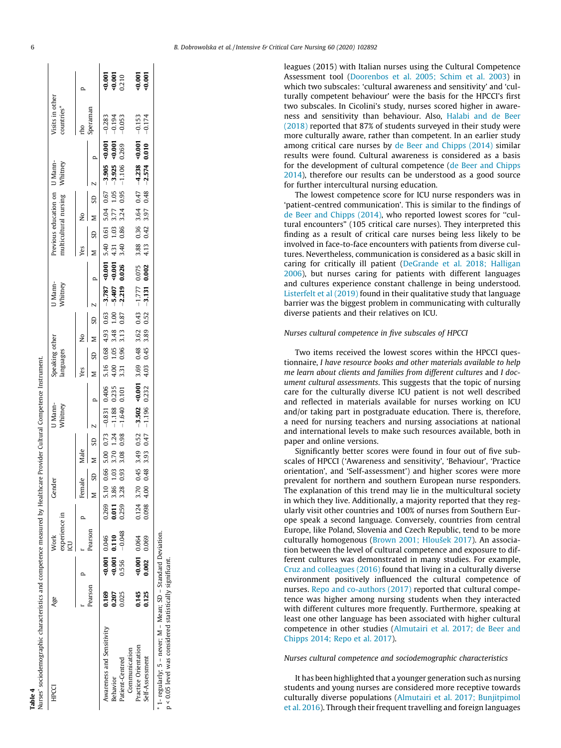**Table 4**
Nurses' sociodemographic characteristics and competence measured by Healthcare Provider Cultural Competence Instrument.

| HPCCI | Age | | Work experience in ICU | | Gender | | | | U Mann-Whitney | | Speaking other languages | | | | U Mann-Whitney | | Previous education on multicultural nursing | | | | U Mann-Whitney | | Visits in other countries* | |
|---|---|---|---|---|---|---|---|---|---|---|---|---|---|---|---|---|---|---|---|---|---|---|---|---|
| | r | p | r | p | Female | | Male | | | | Yes | | No | | | | Yes | | No | | | | rho | p |
| | Pearson | | Pearson | | M | SD | M | SD | Z | p | M | SD | M | SD | Z | p | M | SD | M | SD | Z | p | Speraman | |
| Awareness and Sensitivity | **0.169** | **<0.001** | 0.046 | 0.269 | 5.10 | 0.66 | 5.00 | 0.73 | −0.831 | 0.406 | 5.16 | 0.68 | 4.93 | 0.63 | **−3.787** | **<0.001** | 5.40 | 0.61 | 5.04 | 0.67 | **−3.905** | **<0.001** | −0.283 | **<0.001** |
| Behavior | **0.207** | **<0.001** | **0.110** | **0.011** | 3.86 | 1.03 | 3.70 | 1.24 | −1.188 | 0.235 | 4.00 | 1.05 | 3.48 | 1.00 | **−5.407** | **<0.001** | 4.31 | 1.03 | 3.77 | 1.05 | **−3.925** | **<0.001** | −0.194 | **<0.001** |
| Patient-Centred Communication | 0.025 | 0.556 | −0.048 | 0.259 | 3.28 | 0.93 | 3.08 | 0.98 | −1.640 | 0.101 | 3.31 | 0.96 | 3.13 | 0.87 | **−2.219** | **0.026** | 3.40 | 0.86 | 3.24 | 0.95 | −1.106 | 0.269 | −0.053 | 0.210 |
| Practice Orientation | **0.145** | **<0.001** | 0.064 | 0.124 | 3.70 | 0.45 | 3.49 | 0.52 | **−3.502** | **<0.001** | 3.69 | 0.48 | 3.62 | 0.43 | −1.777 | 0.075 | 3.88 | 0.36 | 3.64 | 0.47 | **−4.238** | **<0.001** | −0.153 | **<0.001** |
| Self-Assessment | **0.125** | **0.002** | 0.069 | 0.098 | 4.00 | 0.48 | 3.93 | 0.47 | −1.196 | 0.232 | 4.03 | 0.45 | 3.89 | 0.52 | **−3.131** | **0.002** | 4.13 | 0.42 | 3.97 | 0.48 | **−2.574** | **0.010** | −0.174 | **<0.001** |

* 1- regularly; 5 – never; M – Mean; SD – Standard Deviation.
p < 0.05 level was considered statistically significant.

leagues (2015) with Italian nurses using the Cultural Competence Assessment tool (Doorenbos et al. 2005; Schim et al. 2003) in which two subscales: 'cultural awareness and sensitivity' and 'culturally competent behaviour' were the basis for the HPCCI's first two subscales. In Cicolini's study, nurses scored higher in awareness and sensitivity than behaviour. Also, Halabi and de Beer (2018) reported that 87% of students surveyed in their study were more culturally aware, rather than competent. In an earlier study among critical care nurses by de Beer and Chipps (2014) similar results were found. Cultural awareness is considered as a basis for the development of cultural competence (de Beer and Chipps 2014), therefore our results can be understood as a good source for further intercultural nursing education.

The lowest competence score for ICU nurse responders was in 'patient-centred communication'. This is similar to the findings of de Beer and Chipps (2014), who reported lowest scores for "cultural encounters" (105 critical care nurses). They interpreted this finding as a result of critical care nurses being less likely to be involved in face-to-face encounters with patients from diverse cultures. Nevertheless, communication is considered as a basic skill in caring for critically ill patient (DeGrande et al. 2018; Halligan 2006), but nurses caring for patients with different languages and cultures experience constant challenge in being understood. Listerfelt et al (2019) found in their qualitative study that language barrier was the biggest problem in communicating with culturally diverse patients and their relatives on ICU.

*Nurses cultural competence in five subscales of HPCCI*

Two items received the lowest scores within the HPCCI questionnaire, *I have resource books and other materials available to help me learn about clients and families from different cultures* and *I document cultural assessments*. This suggests that the topic of nursing care for the culturally diverse ICU patient is not well described and reflected in materials available for nurses working on ICU and/or taking part in postgraduate education. There is, therefore, a need for nursing teachers and nursing associations at national and international levels to make such resources available, both in paper and online versions.

Significantly better scores were found in four out of five subscales of HPCCI ('Awareness and sensitivity', 'Behaviour', 'Practice orientation', and 'Self-assessment') and higher scores were more prevalent for northern and southern European nurse responders. The explanation of this trend may lie in the multicultural society in which they live. Additionally, a majority reported that they regularly visit other countries and 100% of nurses from Southern Europe speak a second language. Conversely, countries from central Europe, like Poland, Slovenia and Czech Republic, tend to be more culturally homogenous (Brown 2001; Hloušek 2017). An association between the level of cultural competence and exposure to different cultures was demonstrated in many studies. For example, Cruz and colleagues (2016) found that living in a culturally diverse environment positively influenced the cultural competence of nurses. Repo and co-authors (2017) reported that cultural competence was higher among nursing students when they interacted with different cultures more frequently. Furthermore, speaking at least one other language has been associated with higher cultural competence in other studies (Almutairi et al. 2017; de Beer and Chipps 2014; Repo et al. 2017).

*Nurses cultural competence and sociodemographic characteristics*

It has been highlighted that a younger generation such as nursing students and young nurses are considered more receptive towards culturally diverse populations (Almutairi et al. 2017; Bunjitpimol et al. 2016). Through their frequent travelling and foreign languages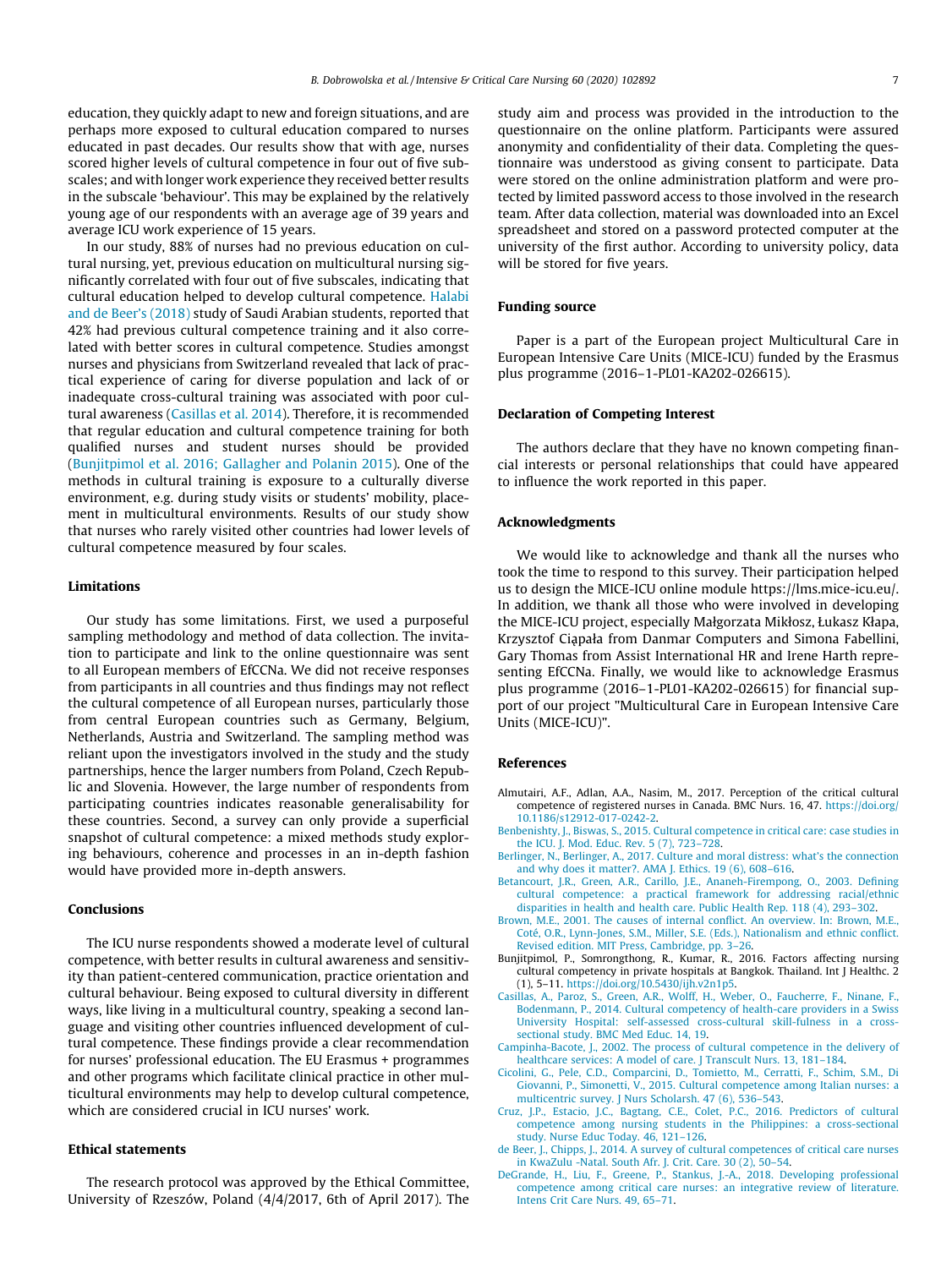education, they quickly adapt to new and foreign situations, and are perhaps more exposed to cultural education compared to nurses educated in past decades. Our results show that with age, nurses scored higher levels of cultural competence in four out of five subscales; and with longer work experience they received better results in the subscale 'behaviour'. This may be explained by the relatively young age of our respondents with an average age of 39 years and average ICU work experience of 15 years.

In our study, 88% of nurses had no previous education on cultural nursing, yet, previous education on multicultural nursing significantly correlated with four out of five subscales, indicating that cultural education helped to develop cultural competence. Halabi and de Beer's (2018) study of Saudi Arabian students, reported that 42% had previous cultural competence training and it also correlated with better scores in cultural competence. Studies amongst nurses and physicians from Switzerland revealed that lack of practical experience of caring for diverse population and lack of or inadequate cross-cultural training was associated with poor cultural awareness (Casillas et al. 2014). Therefore, it is recommended that regular education and cultural competence training for both qualified nurses and student nurses should be provided (Bunjitpimol et al. 2016; Gallagher and Polanin 2015). One of the methods in cultural training is exposure to a culturally diverse environment, e.g. during study visits or students' mobility, placement in multicultural environments. Results of our study show that nurses who rarely visited other countries had lower levels of cultural competence measured by four scales.

## Limitations

Our study has some limitations. First, we used a purposeful sampling methodology and method of data collection. The invitation to participate and link to the online questionnaire was sent to all European members of EfCCNa. We did not receive responses from participants in all countries and thus findings may not reflect the cultural competence of all European nurses, particularly those from central European countries such as Germany, Belgium, Netherlands, Austria and Switzerland. The sampling method was reliant upon the investigators involved in the study and the study partnerships, hence the larger numbers from Poland, Czech Republic and Slovenia. However, the large number of respondents from participating countries indicates reasonable generalisability for these countries. Second, a survey can only provide a superficial snapshot of cultural competence: a mixed methods study exploring behaviours, coherence and processes in an in-depth fashion would have provided more in-depth answers.

## Conclusions

The ICU nurse respondents showed a moderate level of cultural competence, with better results in cultural awareness and sensitivity than patient-centered communication, practice orientation and cultural behaviour. Being exposed to cultural diversity in different ways, like living in a multicultural country, speaking a second language and visiting other countries influenced development of cultural competence. These findings provide a clear recommendation for nurses' professional education. The EU Erasmus + programmes and other programs which facilitate clinical practice in other multicultural environments may help to develop cultural competence, which are considered crucial in ICU nurses' work.

## Ethical statements

The research protocol was approved by the Ethical Committee, University of Rzeszów, Poland (4/4/2017, 6th of April 2017). The study aim and process was provided in the introduction to the questionnaire on the online platform. Participants were assured anonymity and confidentiality of their data. Completing the questionnaire was understood as giving consent to participate. Data were stored on the online administration platform and were protected by limited password access to those involved in the research team. After data collection, material was downloaded into an Excel spreadsheet and stored on a password protected computer at the university of the first author. According to university policy, data will be stored for five years.

## Funding source

Paper is a part of the European project Multicultural Care in European Intensive Care Units (MICE-ICU) funded by the Erasmus plus programme (2016–1-PL01-KA202-026615).

## Declaration of Competing Interest

The authors declare that they have no known competing financial interests or personal relationships that could have appeared to influence the work reported in this paper.

## Acknowledgments

We would like to acknowledge and thank all the nurses who took the time to respond to this survey. Their participation helped us to design the MICE-ICU online module https://lms.mice-icu.eu/. In addition, we thank all those who were involved in developing the MICE-ICU project, especially Małgorzata Mikłosz, Łukasz Kłapa, Krzysztof Ciąpała from Danmar Computers and Simona Fabellini, Gary Thomas from Assist International HR and Irene Harth representing EfCCNa. Finally, we would like to acknowledge Erasmus plus programme (2016–1-PL01-KA202-026615) for financial support of our project "Multicultural Care in European Intensive Care Units (MICE-ICU)".

## References

Almutairi, A.F., Adlan, A.A., Nasim, M., 2017. Perception of the critical cultural competence of registered nurses in Canada. BMC Nurs. 16, 47. https://doi.org/10.1186/s12912-017-0242-2.

Benbenishty, J., Biswas, S., 2015. Cultural competence in critical care: case studies in the ICU. J. Mod. Educ. Rev. 5 (7), 723–728.

Berlinger, N., Berlinger, A., 2017. Culture and moral distress: what's the connection and why does it matter?. AMA J. Ethics. 19 (6), 608–616.

Betancourt, J.R., Green, A.R., Carillo, J.E., Ananeh-Firempong, O., 2003. Defining cultural competence: a practical framework for addressing racial/ethnic disparities in health and health care. Public Health Rep. 118 (4), 293–302.

Brown, M.E., 2001. The causes of internal conflict. An overview. In: Brown, M.E., Coté, O.R., Lynn-Jones, S.M., Miller, S.E. (Eds.), Nationalism and ethnic conflict. Revised edition. MIT Press, Cambridge, pp. 3–26.

Bunjitpimol, P., Somrongthong, R., Kumar, R., 2016. Factors affecting nursing cultural competency in private hospitals at Bangkok. Thailand. Int J Healthc. 2 (1), 5–11. https://doi.org/10.5430/ijh.v2n1p5.

Casillas, A., Paroz, S., Green, A.R., Wolff, H., Weber, O., Faucherre, F., Ninane, F., Bodenmann, P., 2014. Cultural competency of health-care providers in a Swiss University Hospital: self-assessed cross-cultural skill-fulness in a cross-sectional study. BMC Med Educ. 14, 19.

Campinha-Bacote, J., 2002. The process of cultural competence in the delivery of healthcare services: A model of care. J Transcult Nurs. 13, 181–184.

Cicolini, G., Pele, C.D., Comparcini, D., Tomietto, M., Cerratti, F., Schim, S.M., Di Giovanni, P., Simonetti, V., 2015. Cultural competence among Italian nurses: a multicentric survey. J Nurs Scholarsh. 47 (6), 536–543.

Cruz, J.P., Estacio, J.C., Bagtang, C.E., Colet, P.C., 2016. Predictors of cultural competence among nursing students in the Philippines: a cross-sectional study. Nurse Educ Today. 46, 121–126.

de Beer, J., Chipps, J., 2014. A survey of cultural competences of critical care nurses in KwaZulu -Natal. South Afr. J. Crit. Care. 30 (2), 50–54.

DeGrande, H., Liu, F., Greene, P., Stankus, J.-A., 2018. Developing professional competence among critical care nurses: an integrative review of literature. Intens Crit Care Nurs. 49, 65–71.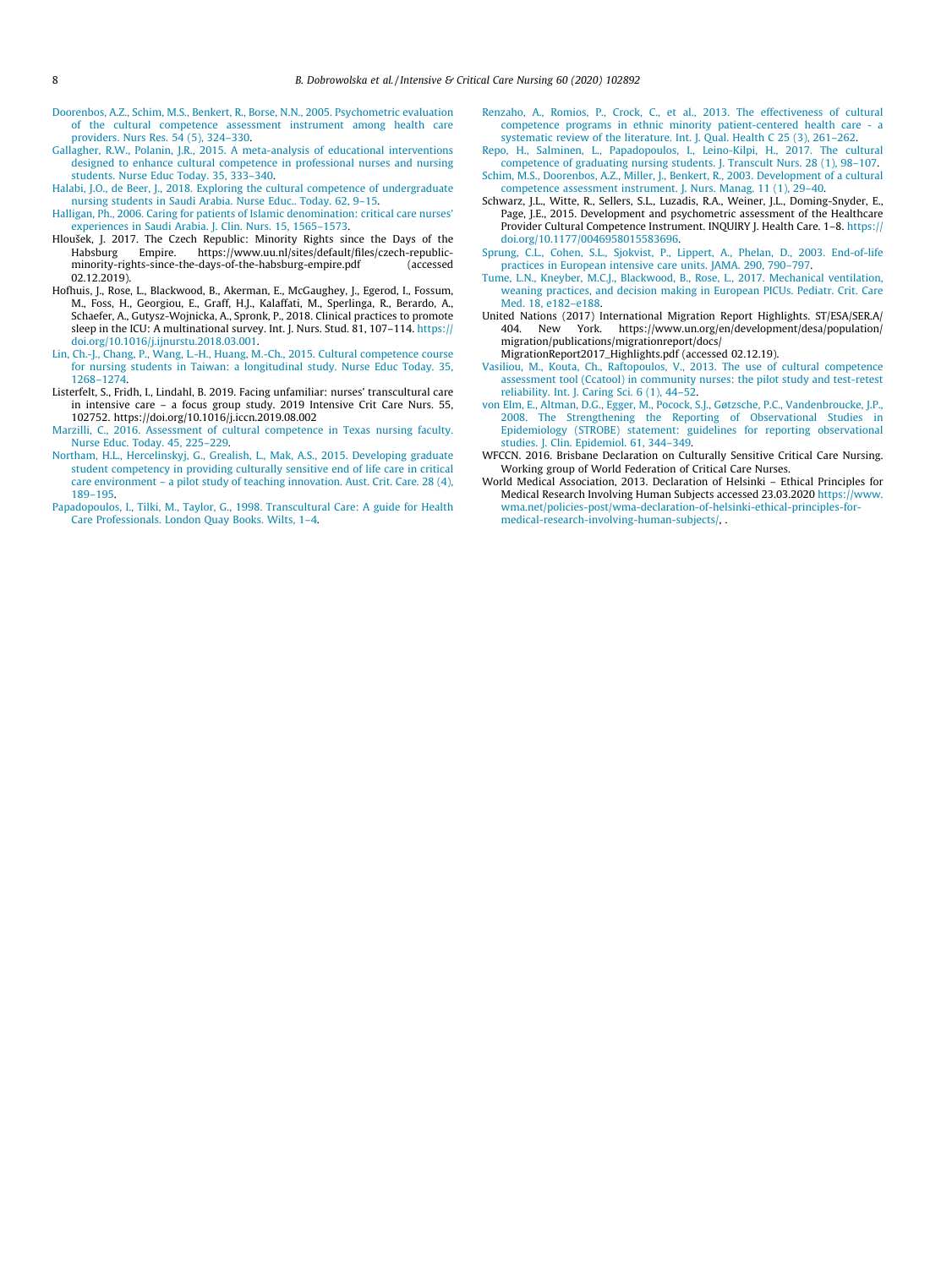Doorenbos, A.Z., Schim, M.S., Benkert, R., Borse, N.N., 2005. Psychometric evaluation of the cultural competence assessment instrument among health care providers. Nurs Res. 54 (5), 324–330.

Gallagher, R.W., Polanin, J.R., 2015. A meta-analysis of educational interventions designed to enhance cultural competence in professional nurses and nursing students. Nurse Educ Today. 35, 333–340.

Halabi, J.O., de Beer, J., 2018. Exploring the cultural competence of undergraduate nursing students in Saudi Arabia. Nurse Educ.. Today. 62, 9–15.

Halligan, Ph., 2006. Caring for patients of Islamic denomination: critical care nurses' experiences in Saudi Arabia. J. Clin. Nurs. 15, 1565–1573.

Hloušek, J. 2017. The Czech Republic: Minority Rights since the Days of the Habsburg Empire. https://www.uu.nl/sites/default/files/czech-republic-minority-rights-since-the-days-of-the-habsburg-empire.pdf (accessed 02.12.2019).

Hofhuis, J., Rose, L., Blackwood, B., Akerman, E., McGaughey, J., Egerod, I., Fossum, M., Foss, H., Georgiou, E., Graff, H.J., Kalaffati, M., Sperlinga, R., Berardo, A., Schaefer, A., Gutysz-Wojnicka, A., Spronk, P., 2018. Clinical practices to promote sleep in the ICU: A multinational survey. Int. J. Nurs. Stud. 81, 107–114. https://doi.org/10.1016/j.ijnurstu.2018.03.001.

Lin, Ch.-J., Chang, P., Wang, L.-H., Huang, M.-Ch., 2015. Cultural competence course for nursing students in Taiwan: a longitudinal study. Nurse Educ Today. 35, 1268–1274.

Listerfelt, S., Fridh, I., Lindahl, B. 2019. Facing unfamiliar: nurses' transcultural care in intensive care – a focus group study. 2019 Intensive Crit Care Nurs. 55, 102752. https://doi.org/10.1016/j.iccn.2019.08.002

Marzilli, C., 2016. Assessment of cultural competence in Texas nursing faculty. Nurse Educ. Today. 45, 225–229.

Northam, H.L., Hercelinskyj, G., Grealish, L., Mak, A.S., 2015. Developing graduate student competency in providing culturally sensitive end of life care in critical care environment – a pilot study of teaching innovation. Aust. Crit. Care. 28 (4), 189–195.

Papadopoulos, I., Tilki, M., Taylor, G., 1998. Transcultural Care: A guide for Health Care Professionals. London Quay Books. Wilts, 1–4.

Renzaho, A., Romios, P., Crock, C., et al., 2013. The effectiveness of cultural competence programs in ethnic minority patient-centered health care - a systematic review of the literature. Int. J. Qual. Health C 25 (3), 261–262.

Repo, H., Salminen, L., Papadopoulos, I., Leino-Kilpi, H., 2017. The cultural competence of graduating nursing students. J. Transcult Nurs. 28 (1), 98–107.

Schim, M.S., Doorenbos, A.Z., Miller, J., Benkert, R., 2003. Development of a cultural competence assessment instrument. J. Nurs. Manag. 11 (1), 29–40.

Schwarz, J.L., Witte, R., Sellers, S.L., Luzadis, R.A., Weiner, J.L., Doming-Snyder, E., Page, J.E., 2015. Development and psychometric assessment of the Healthcare Provider Cultural Competence Instrument. INQUIRY J. Health Care. 1–8. https://doi.org/10.1177/0046958015583696.

Sprung, C.L., Cohen, S.L., Sjokvist, P., Lippert, A., Phelan, D., 2003. End-of-life practices in European intensive care units. JAMA. 290, 790–797.

Tume, L.N., Kneyber, M.C.J., Blackwood, B., Rose, L., 2017. Mechanical ventilation, weaning practices, and decision making in European PICUs. Pediatr. Crit. Care Med. 18, e182–e188.

United Nations (2017) International Migration Report Highlights. ST/ESA/SER.A/404. New York. https://www.un.org/en/development/desa/population/migration/publications/migrationreport/docs/MigrationReport2017_Highlights.pdf (accessed 02.12.19).

Vasiliou, M., Kouta, Ch., Raftopoulos, V., 2013. The use of cultural competence assessment tool (Ccatool) in community nurses: the pilot study and test-retest reliability. Int. J. Caring Sci. 6 (1), 44–52.

von Elm, E., Altman, D.G., Egger, M., Pocock, S.J., Gøtzsche, P.C., Vandenbroucke, J.P., 2008. The Strengthening the Reporting of Observational Studies in Epidemiology (STROBE) statement: guidelines for reporting observational studies. J. Clin. Epidemiol. 61, 344–349.

WFCCN. 2016. Brisbane Declaration on Culturally Sensitive Critical Care Nursing. Working group of World Federation of Critical Care Nurses.

World Medical Association, 2013. Declaration of Helsinki – Ethical Principles for Medical Research Involving Human Subjects accessed 23.03.2020 https://www.wma.net/policies-post/wma-declaration-of-helsinki-ethical-principles-for-medical-research-involving-human-subjects/, .